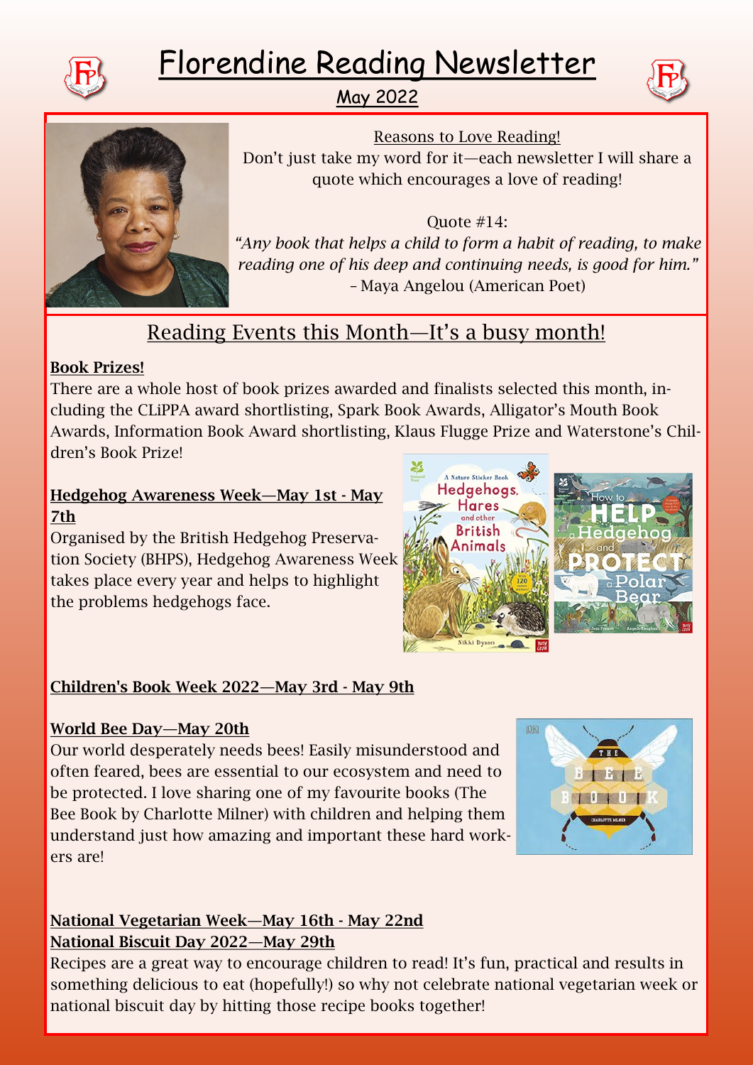# Florendine Reading Newsletter

## May 2022

### Reasons to Love Reading!

Don't just take my word for it—each newsletter I will share a quote which encourages a love of reading!

Quote #14:

*"Any book that helps a child to form a habit of reading, to make reading one of his deep and continuing needs, is good for him."*
– Maya Angelou (American Poet)

## Reading Events this Month—It's a busy month!

**Book Prizes!**

There are a whole host of book prizes awarded and finalists selected this month, including the CLiPPA award shortlisting, Spark Book Awards, Alligator's Mouth Book Awards, Information Book Award shortlisting, Klaus Flugge Prize and Waterstone's Children's Book Prize!

**Hedgehog Awareness Week—May 1st - May 7th**

Organised by the British Hedgehog Preservation Society (BHPS), Hedgehog Awareness Week takes place every year and helps to highlight the problems hedgehogs face.

**Children's Book Week 2022—May 3rd - May 9th**

**World Bee Day—May 20th**

Our world desperately needs bees! Easily misunderstood and often feared, bees are essential to our ecosystem and need to be protected. I love sharing one of my favourite books (The Bee Book by Charlotte Milner) with children and helping them understand just how amazing and important these hard workers are!

**National Vegetarian Week—May 16th - May 22nd**

**National Biscuit Day 2022—May 29th**

Recipes are a great way to encourage children to read! It's fun, practical and results in something delicious to eat (hopefully!) so why not celebrate national vegetarian week or national biscuit day by hitting those recipe books together!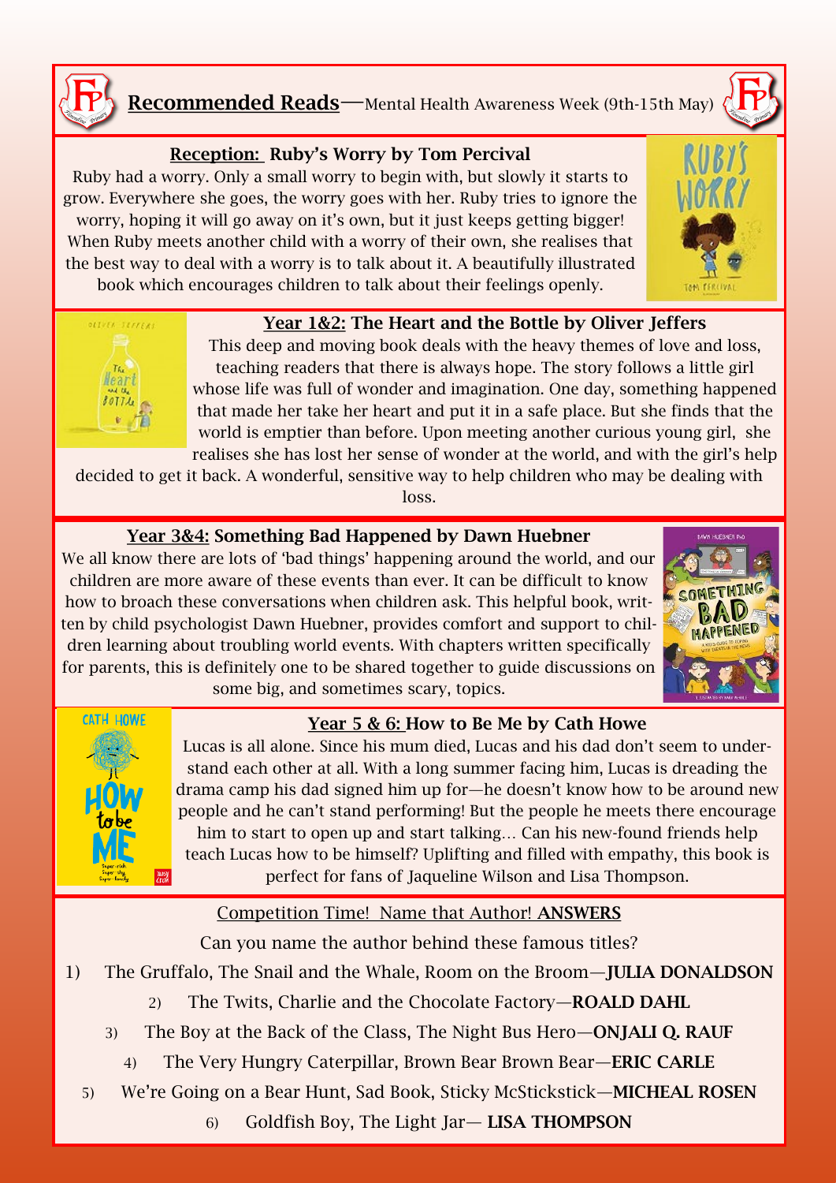## Recommended Reads—Mental Health Awareness Week (9th-15th May)

### Reception: Ruby's Worry by Tom Percival

Ruby had a worry. Only a small worry to begin with, but slowly it starts to grow. Everywhere she goes, the worry goes with her. Ruby tries to ignore the worry, hoping it will go away on it's own, but it just keeps getting bigger! When Ruby meets another child with a worry of their own, she realises that the best way to deal with a worry is to talk about it. A beautifully illustrated book which encourages children to talk about their feelings openly.

### Year 1&2: The Heart and the Bottle by Oliver Jeffers

This deep and moving book deals with the heavy themes of love and loss, teaching readers that there is always hope. The story follows a little girl whose life was full of wonder and imagination. One day, something happened that made her take her heart and put it in a safe place. But she finds that the world is emptier than before. Upon meeting another curious young girl, she realises she has lost her sense of wonder at the world, and with the girl's help decided to get it back. A wonderful, sensitive way to help children who may be dealing with loss.

### Year 3&4: Something Bad Happened by Dawn Huebner

We all know there are lots of 'bad things' happening around the world, and our children are more aware of these events than ever. It can be difficult to know how to broach these conversations when children ask. This helpful book, written by child psychologist Dawn Huebner, provides comfort and support to children learning about troubling world events. With chapters written specifically for parents, this is definitely one to be shared together to guide discussions on some big, and sometimes scary, topics.

### Year 5 & 6: How to Be Me by Cath Howe

Lucas is all alone. Since his mum died, Lucas and his dad don't seem to understand each other at all. With a long summer facing him, Lucas is dreading the drama camp his dad signed him up for—he doesn't know how to be around new people and he can't stand performing! But the people he meets there encourage him to start to open up and start talking… Can his new-found friends help teach Lucas how to be himself? Uplifting and filled with empathy, this book is perfect for fans of Jaqueline Wilson and Lisa Thompson.

### Competition Time! Name that Author! ANSWERS

Can you name the author behind these famous titles?

1) The Gruffalo, The Snail and the Whale, Room on the Broom—**JULIA DONALDSON**
2) The Twits, Charlie and the Chocolate Factory—**ROALD DAHL**
3) The Boy at the Back of the Class, The Night Bus Hero—**ONJALI Q. RAUF**
4) The Very Hungry Caterpillar, Brown Bear Brown Bear—**ERIC CARLE**
5) We're Going on a Bear Hunt, Sad Book, Sticky McStickstick—**MICHEAL ROSEN**
6) Goldfish Boy, The Light Jar— **LISA THOMPSON**